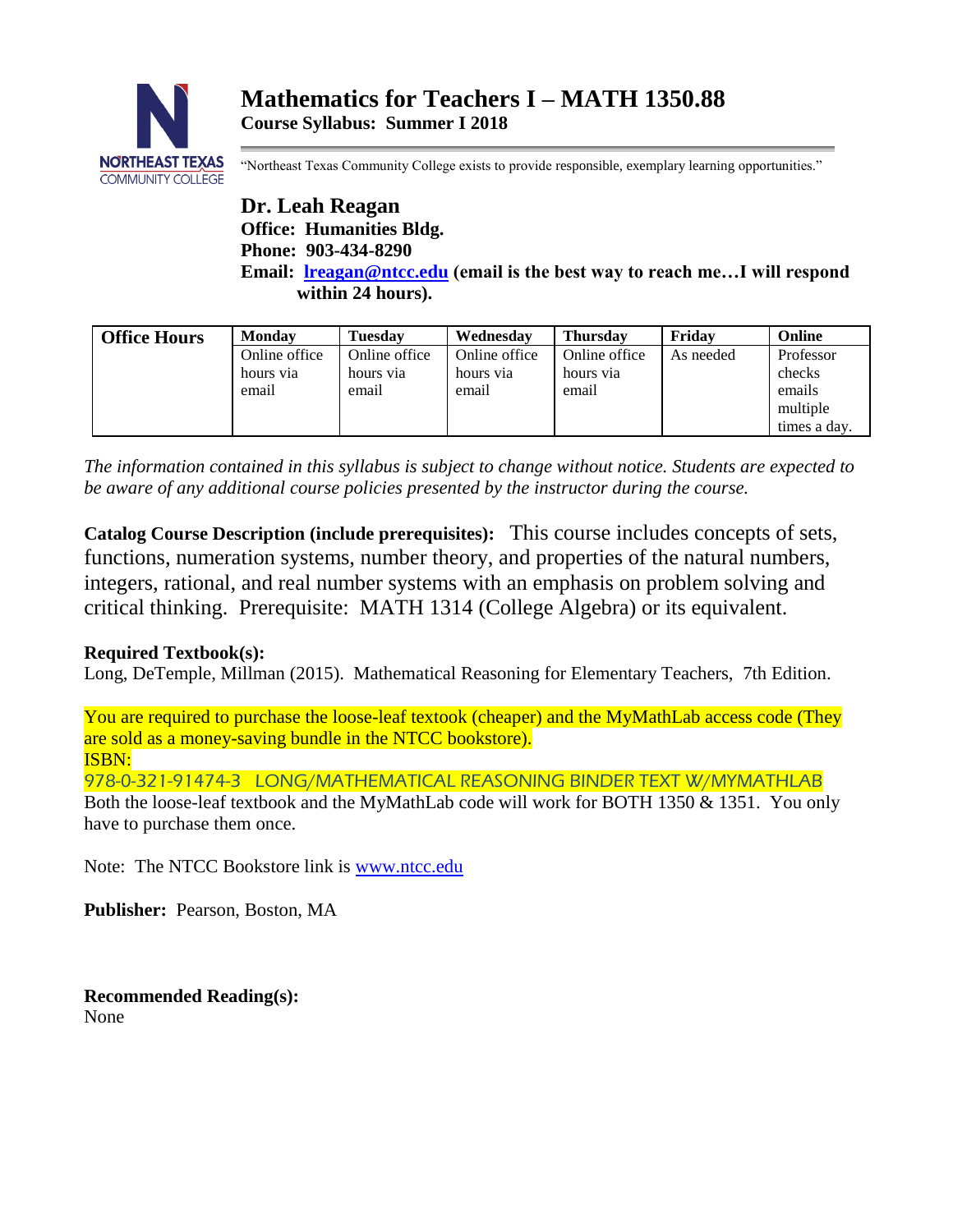# Mathematics for Teachers I – MATH 1350.88

**Course Syllabus: Summer I 2018**

"Northeast Texas Community College exists to provide responsible, exemplary learning opportunities."

**Dr. Leah Reagan**
**Office: Humanities Bldg.**
**Phone: 903-434-8290**
**Email: lreagan@ntcc.edu (email is the best way to reach me…I will respond within 24 hours).**

| **Office Hours** | **Monday** | **Tuesday** | **Wednesday** | **Thursday** | **Friday** | **Online** |
|---|---|---|---|---|---|---|
| | Online office hours via email | Online office hours via email | Online office hours via email | Online office hours via email | As needed | Professor checks emails multiple times a day. |

*The information contained in this syllabus is subject to change without notice. Students are expected to be aware of any additional course policies presented by the instructor during the course.*

**Catalog Course Description (include prerequisites):** This course includes concepts of sets, functions, numeration systems, number theory, and properties of the natural numbers, integers, rational, and real number systems with an emphasis on problem solving and critical thinking. Prerequisite: MATH 1314 (College Algebra) or its equivalent.

**Required Textbook(s):**
Long, DeTemple, Millman (2015). Mathematical Reasoning for Elementary Teachers, 7th Edition.

You are required to purchase the loose-leaf textook (cheaper) and the MyMathLab access code (They are sold as a money-saving bundle in the NTCC bookstore).
ISBN:
978-0-321-91474-3 LONG/MATHEMATICAL REASONING BINDER TEXT W/MYMATHLAB
Both the loose-leaf textbook and the MyMathLab code will work for BOTH 1350 & 1351. You only have to purchase them once.

Note: The NTCC Bookstore link is www.ntcc.edu

**Publisher:** Pearson, Boston, MA

**Recommended Reading(s):**
None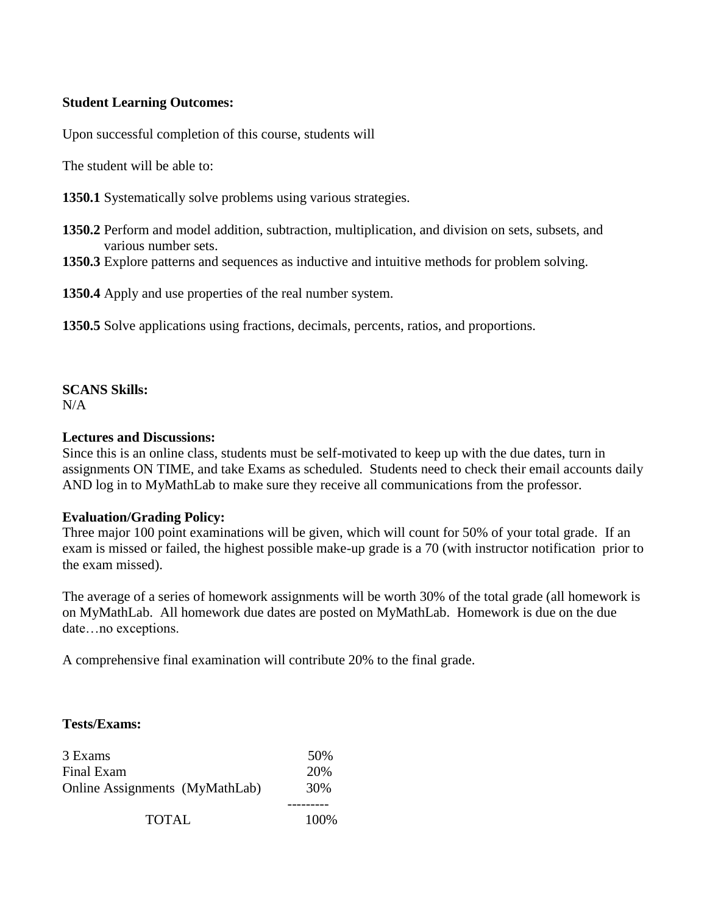**Student Learning Outcomes:**

Upon successful completion of this course, students will

The student will be able to:

**1350.1** Systematically solve problems using various strategies.

**1350.2** Perform and model addition, subtraction, multiplication, and division on sets, subsets, and various number sets.

**1350.3** Explore patterns and sequences as inductive and intuitive methods for problem solving.

**1350.4** Apply and use properties of the real number system.

**1350.5** Solve applications using fractions, decimals, percents, ratios, and proportions.

**SCANS Skills:**
N/A

**Lectures and Discussions:**
Since this is an online class, students must be self-motivated to keep up with the due dates, turn in assignments ON TIME, and take Exams as scheduled. Students need to check their email accounts daily AND log in to MyMathLab to make sure they receive all communications from the professor.

**Evaluation/Grading Policy:**
Three major 100 point examinations will be given, which will count for 50% of your total grade. If an exam is missed or failed, the highest possible make-up grade is a 70 (with instructor notification prior to the exam missed).

The average of a series of homework assignments will be worth 30% of the total grade (all homework is on MyMathLab. All homework due dates are posted on MyMathLab. Homework is due on the due date…no exceptions.

A comprehensive final examination will contribute 20% to the final grade.

**Tests/Exams:**

| | |
|---|---|
| 3 Exams | 50% |
| Final Exam | 20% |
| Online Assignments (MyMathLab) | 30% |
| TOTAL | 100% |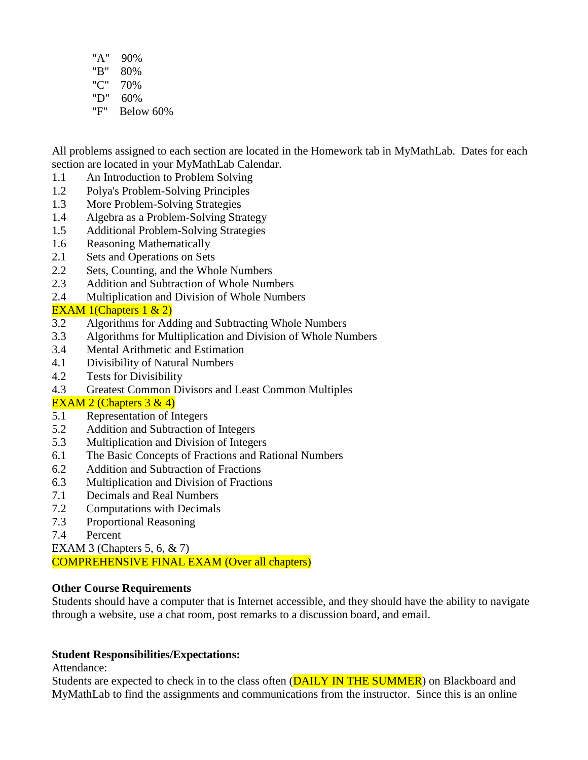"A" 90%
"B" 80%
"C" 70%
"D" 60%
"F" Below 60%

All problems assigned to each section are located in the Homework tab in MyMathLab. Dates for each section are located in your MyMathLab Calendar.

1.1 An Introduction to Problem Solving
1.2 Polya's Problem-Solving Principles
1.3 More Problem-Solving Strategies
1.4 Algebra as a Problem-Solving Strategy
1.5 Additional Problem-Solving Strategies
1.6 Reasoning Mathematically
2.1 Sets and Operations on Sets
2.2 Sets, Counting, and the Whole Numbers
2.3 Addition and Subtraction of Whole Numbers
2.4 Multiplication and Division of Whole Numbers
EXAM 1(Chapters 1 & 2)
3.2 Algorithms for Adding and Subtracting Whole Numbers
3.3 Algorithms for Multiplication and Division of Whole Numbers
3.4 Mental Arithmetic and Estimation
4.1 Divisibility of Natural Numbers
4.2 Tests for Divisibility
4.3 Greatest Common Divisors and Least Common Multiples
EXAM 2 (Chapters 3 & 4)
5.1 Representation of Integers
5.2 Addition and Subtraction of Integers
5.3 Multiplication and Division of Integers
6.1 The Basic Concepts of Fractions and Rational Numbers
6.2 Addition and Subtraction of Fractions
6.3 Multiplication and Division of Fractions
7.1 Decimals and Real Numbers
7.2 Computations with Decimals
7.3 Proportional Reasoning
7.4 Percent
EXAM 3 (Chapters 5, 6, & 7)
COMPREHENSIVE FINAL EXAM (Over all chapters)

**Other Course Requirements**

Students should have a computer that is Internet accessible, and they should have the ability to navigate through a website, use a chat room, post remarks to a discussion board, and email.

**Student Responsibilities/Expectations:**

Attendance:

Students are expected to check in to the class often (DAILY IN THE SUMMER) on Blackboard and MyMathLab to find the assignments and communications from the instructor. Since this is an online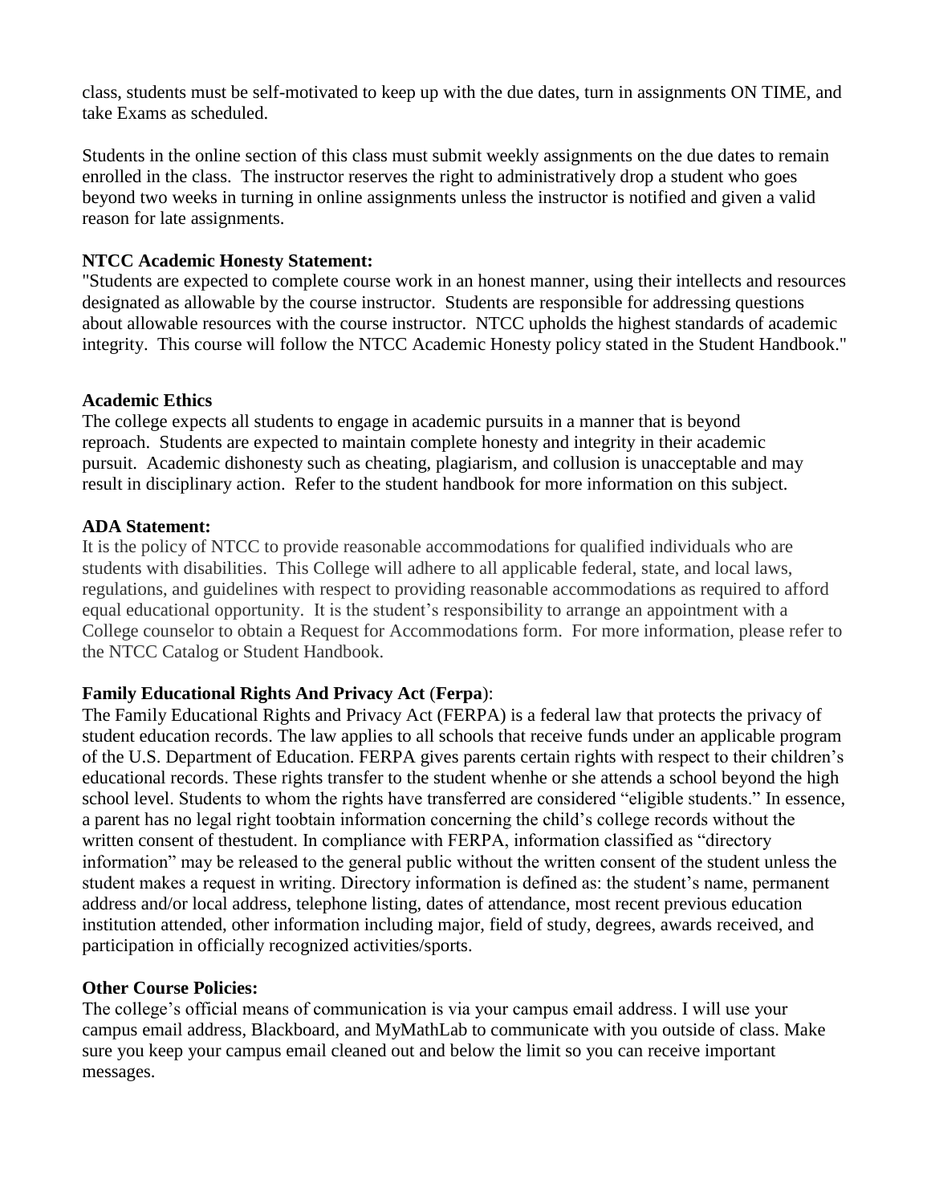class, students must be self-motivated to keep up with the due dates, turn in assignments ON TIME, and take Exams as scheduled.

Students in the online section of this class must submit weekly assignments on the due dates to remain enrolled in the class. The instructor reserves the right to administratively drop a student who goes beyond two weeks in turning in online assignments unless the instructor is notified and given a valid reason for late assignments.

**NTCC Academic Honesty Statement:**
"Students are expected to complete course work in an honest manner, using their intellects and resources designated as allowable by the course instructor. Students are responsible for addressing questions about allowable resources with the course instructor. NTCC upholds the highest standards of academic integrity. This course will follow the NTCC Academic Honesty policy stated in the Student Handbook."

**Academic Ethics**
The college expects all students to engage in academic pursuits in a manner that is beyond reproach. Students are expected to maintain complete honesty and integrity in their academic pursuit. Academic dishonesty such as cheating, plagiarism, and collusion is unacceptable and may result in disciplinary action. Refer to the student handbook for more information on this subject.

**ADA Statement:**
It is the policy of NTCC to provide reasonable accommodations for qualified individuals who are students with disabilities. This College will adhere to all applicable federal, state, and local laws, regulations, and guidelines with respect to providing reasonable accommodations as required to afford equal educational opportunity. It is the student's responsibility to arrange an appointment with a College counselor to obtain a Request for Accommodations form. For more information, please refer to the NTCC Catalog or Student Handbook.

**Family Educational Rights And Privacy Act** (**Ferpa**):
The Family Educational Rights and Privacy Act (FERPA) is a federal law that protects the privacy of student education records. The law applies to all schools that receive funds under an applicable program of the U.S. Department of Education. FERPA gives parents certain rights with respect to their children's educational records. These rights transfer to the student whenhe or she attends a school beyond the high school level. Students to whom the rights have transferred are considered "eligible students." In essence, a parent has no legal right toobtain information concerning the child's college records without the written consent of thestudent. In compliance with FERPA, information classified as "directory information" may be released to the general public without the written consent of the student unless the student makes a request in writing. Directory information is defined as: the student's name, permanent address and/or local address, telephone listing, dates of attendance, most recent previous education institution attended, other information including major, field of study, degrees, awards received, and participation in officially recognized activities/sports.

**Other Course Policies:**
The college's official means of communication is via your campus email address. I will use your campus email address, Blackboard, and MyMathLab to communicate with you outside of class. Make sure you keep your campus email cleaned out and below the limit so you can receive important messages.